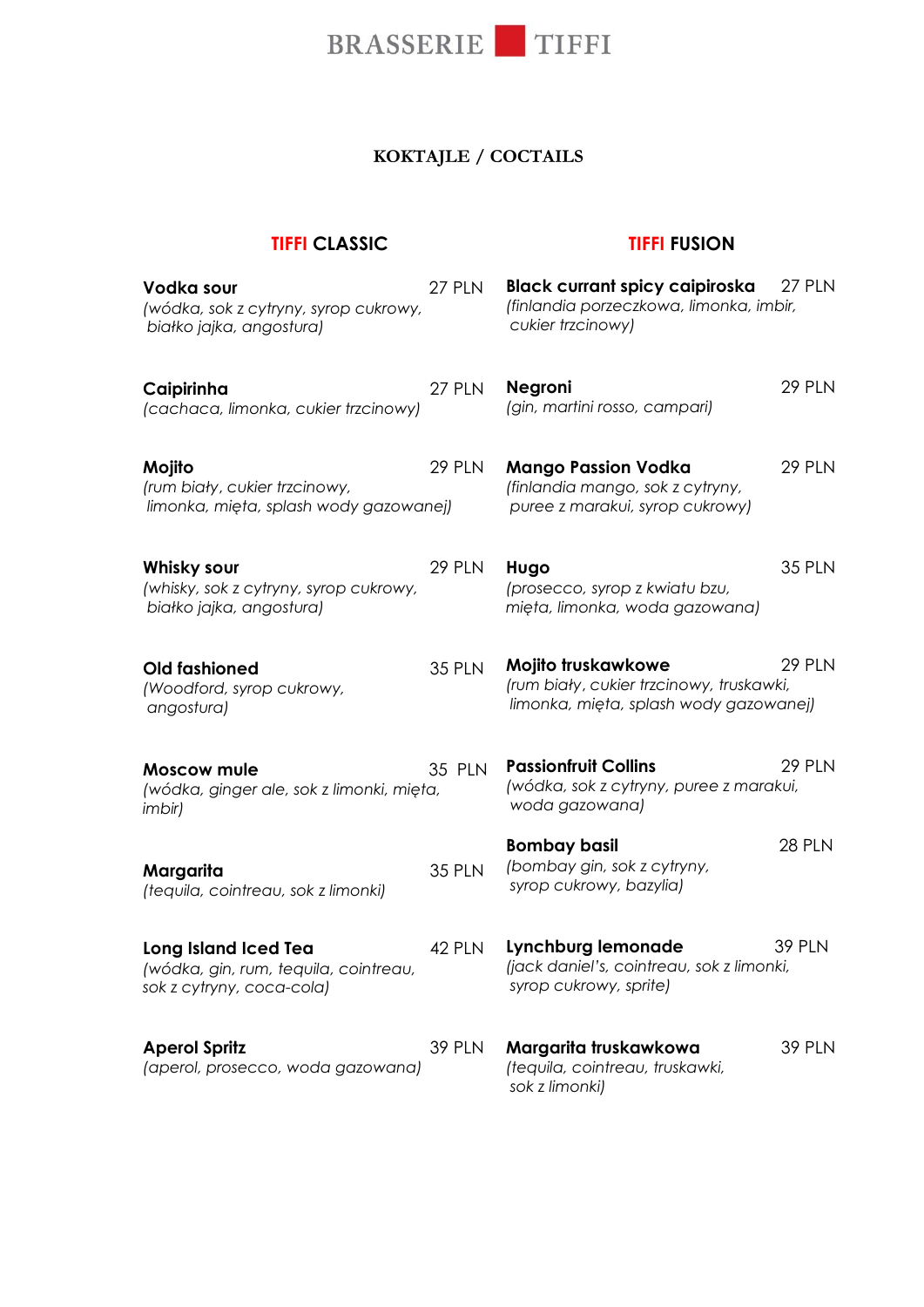# BRASSERIE TIFFI

## KOKTAJLE / COCTAILS

### TIFFI CLASSIC

**Vodka sour** 27 PLN
*(wódka, sok z cytryny, syrop cukrowy, białko jajka, angostura)*

**Caipirinha** 27 PLN
*(cachaca, limonka, cukier trzcinowy)*

**Mojito** 29 PLN
*(rum biały, cukier trzcinowy, limonka, mięta, splash wody gazowanej)*

**Whisky sour** 29 PLN
*(whisky, sok z cytryny, syrop cukrowy, białko jajka, angostura)*

**Old fashioned** 35 PLN
*(Woodford, syrop cukrowy, angostura)*

**Moscow mule** 35 PLN
*(wódka, ginger ale, sok z limonki, mięta, imbir)*

**Margarita** 35 PLN
*(tequila, cointreau, sok z limonki)*

**Long Island Iced Tea** 42 PLN
*(wódka, gin, rum, tequila, cointreau, sok z cytryny, coca-cola)*

**Aperol Spritz** 39 PLN
*(aperol, prosecco, woda gazowana)*

### TIFFI FUSION

**Black currant spicy caipiroska** 27 PLN
*(finlandia porzeczkowa, limonka, imbir, cukier trzcinowy)*

**Negroni** 29 PLN
*(gin, martini rosso, campari)*

**Mango Passion Vodka** 29 PLN
*(finlandia mango, sok z cytryny, puree z marakui, syrop cukrowy)*

**Hugo** 35 PLN
*(prosecco, syrop z kwiatu bzu, mięta, limonka, woda gazowana)*

**Mojito truskawkowe** 29 PLN
*(rum biały, cukier trzcinowy, truskawki, limonka, mięta, splash wody gazowanej)*

**Passionfruit Collins** 29 PLN
*(wódka, sok z cytryny, puree z marakui, woda gazowana)*

**Bombay basil** 28 PLN
*(bombay gin, sok z cytryny, syrop cukrowy, bazylia)*

**Lynchburg lemonade** 39 PLN
*(jack daniel's, cointreau, sok z limonki, syrop cukrowy, sprite)*

**Margarita truskawkowa** 39 PLN
*(tequila, cointreau, truskawki, sok z limonki)*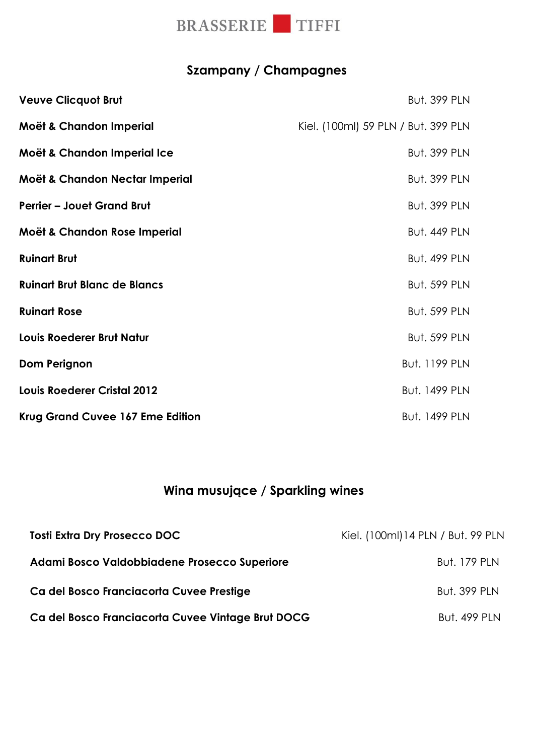# BRASSERIE TIFFI

## Szampany / Champagnes

| | |
|---|---|
| **Veuve Clicquot Brut** | But. 399 PLN |
| **Moët & Chandon Imperial** | Kiel. (100ml) 59 PLN / But. 399 PLN |
| **Moët & Chandon Imperial Ice** | But. 399 PLN |
| **Moët & Chandon Nectar Imperial** | But. 399 PLN |
| **Perrier – Jouet Grand Brut** | But. 399 PLN |
| **Moët & Chandon Rose Imperial** | But. 449 PLN |
| **Ruinart Brut** | But. 499 PLN |
| **Ruinart Brut Blanc de Blancs** | But. 599 PLN |
| **Ruinart Rose** | But. 599 PLN |
| **Louis Roederer Brut Natur** | But. 599 PLN |
| **Dom Perignon** | But. 1199 PLN |
| **Louis Roederer Cristal 2012** | But. 1499 PLN |
| **Krug Grand Cuvee 167 Eme Edition** | But. 1499 PLN |

## Wina musujące / Sparkling wines

| | |
|---|---|
| **Tosti Extra Dry Prosecco DOC** | Kiel. (100ml)14 PLN / But. 99 PLN |
| **Adami Bosco Valdobbiadene Prosecco Superiore** | But. 179 PLN |
| **Ca del Bosco Franciacorta Cuvee Prestige** | But. 399 PLN |
| **Ca del Bosco Franciacorta Cuvee Vintage Brut DOCG** | But. 499 PLN |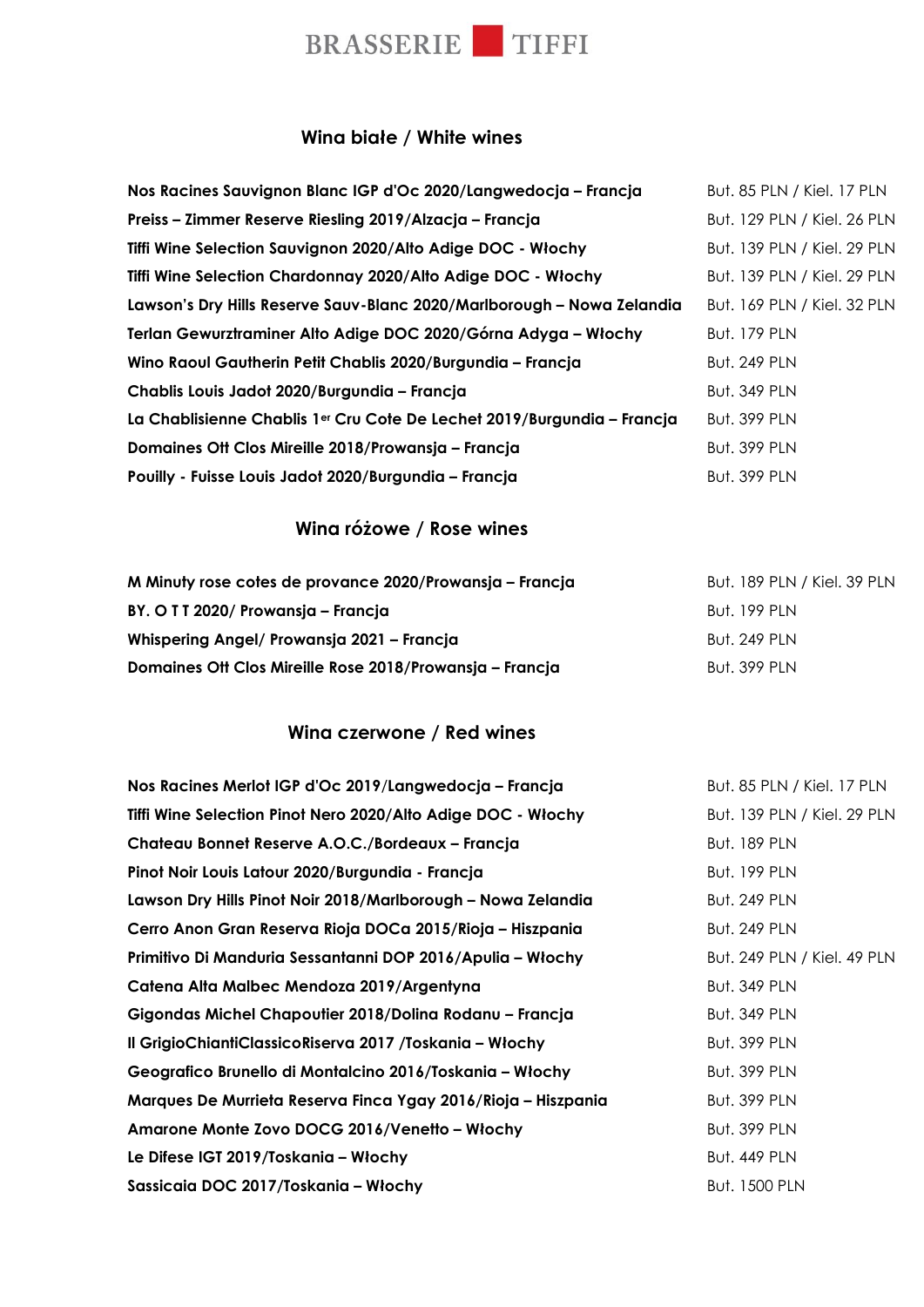# BRASSERIE TIFFI

## Wina białe / White wines

| | |
|---|---|
| **Nos Racines Sauvignon Blanc IGP d'Oc 2020/Langwedocja – Francja** | But. 85 PLN / Kiel. 17 PLN |
| **Preiss – Zimmer Reserve Riesling 2019/Alzacja – Francja** | But. 129 PLN / Kiel. 26 PLN |
| **Tiffi Wine Selection Sauvignon 2020/Alto Adige DOC - Włochy** | But. 139 PLN / Kiel. 29 PLN |
| **Tiffi Wine Selection Chardonnay 2020/Alto Adige DOC - Włochy** | But. 139 PLN / Kiel. 29 PLN |
| **Lawson's Dry Hills Reserve Sauv-Blanc 2020/Marlborough – Nowa Zelandia** | But. 169 PLN / Kiel. 32 PLN |
| **Terlan Gewurztraminer Alto Adige DOC 2020/Górna Adyga – Włochy** | But. 179 PLN |
| **Wino Raoul Gautherin Petit Chablis 2020/Burgundia – Francja** | But. 249 PLN |
| **Chablis Louis Jadot 2020/Burgundia – Francja** | But. 349 PLN |
| **La Chablisienne Chablis 1er Cru Cote De Lechet 2019/Burgundia – Francja** | But. 399 PLN |
| **Domaines Ott Clos Mireille 2018/Prowansja – Francja** | But. 399 PLN |
| **Pouilly - Fuisse Louis Jadot 2020/Burgundia – Francja** | But. 399 PLN |

## Wina różowe / Rose wines

| | |
|---|---|
| **M Minuty rose cotes de provance 2020/Prowansja – Francja** | But. 189 PLN / Kiel. 39 PLN |
| **BY. O T T 2020/ Prowansja – Francja** | But. 199 PLN |
| **Whispering Angel/ Prowansja 2021 – Francja** | But. 249 PLN |
| **Domaines Ott Clos Mireille Rose 2018/Prowansja – Francja** | But. 399 PLN |

## Wina czerwone / Red wines

| | |
|---|---|
| **Nos Racines Merlot IGP d'Oc 2019/Langwedocja – Francja** | But. 85 PLN / Kiel. 17 PLN |
| **Tiffi Wine Selection Pinot Nero 2020/Alto Adige DOC - Włochy** | But. 139 PLN / Kiel. 29 PLN |
| **Chateau Bonnet Reserve A.O.C./Bordeaux – Francja** | But. 189 PLN |
| **Pinot Noir Louis Latour 2020/Burgundia - Francja** | But. 199 PLN |
| **Lawson Dry Hills Pinot Noir 2018/Marlborough – Nowa Zelandia** | But. 249 PLN |
| **Cerro Anon Gran Reserva Rioja DOCa 2015/Rioja – Hiszpania** | But. 249 PLN |
| **Primitivo Di Manduria Sessantanni DOP 2016/Apulia – Włochy** | But. 249 PLN / Kiel. 49 PLN |
| **Catena Alta Malbec Mendoza 2019/Argentyna** | But. 349 PLN |
| **Gigondas Michel Chapoutier 2018/Dolina Rodanu – Francja** | But. 349 PLN |
| **Il GrigioChiantiClassicoRiserva 2017 /Toskania – Włochy** | But. 399 PLN |
| **Geografico Brunello di Montalcino 2016/Toskania – Włochy** | But. 399 PLN |
| **Marques De Murrieta Reserva Finca Ygay 2016/Rioja – Hiszpania** | But. 399 PLN |
| **Amarone Monte Zovo DOCG 2016/Venetto – Włochy** | But. 399 PLN |
| **Le Difese IGT 2019/Toskania – Włochy** | But. 449 PLN |
| **Sassicaia DOC 2017/Toskania – Włochy** | But. 1500 PLN |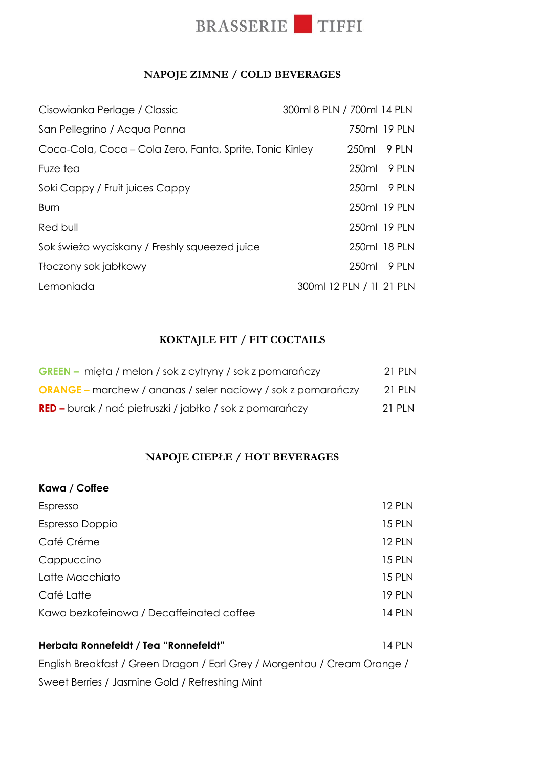# BRASSERIE TIFFI

## NAPOJE ZIMNE / COLD BEVERAGES

| | |
|---|---|
| Cisowianka Perlage / Classic | 300ml 8 PLN / 700ml 14 PLN |
| San Pellegrino / Acqua Panna | 750ml 19 PLN |
| Coca-Cola, Coca – Cola Zero, Fanta, Sprite, Tonic Kinley | 250ml 9 PLN |
| Fuze tea | 250ml 9 PLN |
| Soki Cappy / Fruit juices Cappy | 250ml 9 PLN |
| Burn | 250ml 19 PLN |
| Red bull | 250ml 19 PLN |
| Sok świeżo wyciskany / Freshly squeezed juice | 250ml 18 PLN |
| Tłoczony sok jabłkowy | 250ml 9 PLN |
| Lemoniada | 300ml 12 PLN / 1l 21 PLN |

## KOKTAJLE FIT / FIT COCTAILS

| | |
|---|---|
| **GREEN –** mięta / melon / sok z cytryny / sok z pomarańczy | 21 PLN |
| **ORANGE –** marchew / ananas / seler naciowy / sok z pomarańczy | 21 PLN |
| **RED –** burak / nać pietruszki / jabłko / sok z pomarańczy | 21 PLN |

## NAPOJE CIEPŁE / HOT BEVERAGES

**Kawa / Coffee**

| | |
|---|---|
| Espresso | 12 PLN |
| Espresso Doppio | 15 PLN |
| Café Créme | 12 PLN |
| Cappuccino | 15 PLN |
| Latte Macchiato | 15 PLN |
| Café Latte | 19 PLN |
| Kawa bezkofeinowa / Decaffeinated coffee | 14 PLN |

**Herbata Ronnefeldt / Tea "Ronnefeldt"** 14 PLN

English Breakfast / Green Dragon / Earl Grey / Morgentau / Cream Orange / Sweet Berries / Jasmine Gold / Refreshing Mint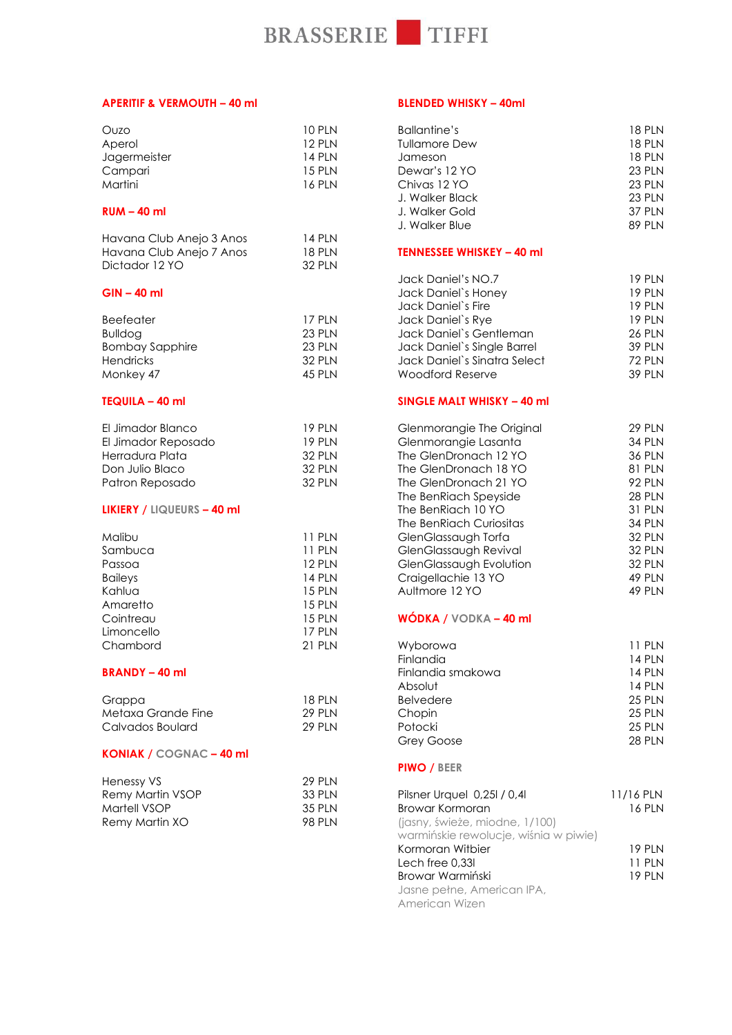# BRASSERIE TIFFI

## APERITIF & VERMOUTH – 40 ml

| | |
|---|---|
| Ouzo | 10 PLN |
| Aperol | 12 PLN |
| Jagermeister | 14 PLN |
| Campari | 15 PLN |
| Martini | 16 PLN |

## RUM – 40 ml

| | |
|---|---|
| Havana Club Anejo 3 Anos | 14 PLN |
| Havana Club Anejo 7 Anos | 18 PLN |
| Dictador 12 YO | 32 PLN |

## GIN – 40 ml

| | |
|---|---|
| Beefeater | 17 PLN |
| Bulldog | 23 PLN |
| Bombay Sapphire | 23 PLN |
| Hendricks | 32 PLN |
| Monkey 47 | 45 PLN |

## TEQUILA – 40 ml

| | |
|---|---|
| El Jimador Blanco | 19 PLN |
| El Jimador Reposado | 19 PLN |
| Herradura Plata | 32 PLN |
| Don Julio Blaco | 32 PLN |
| Patron Reposado | 32 PLN |

## LIKIERY / LIQUEURS – 40 ml

| | |
|---|---|
| Malibu | 11 PLN |
| Sambuca | 11 PLN |
| Passoa | 12 PLN |
| Baileys | 14 PLN |
| Kahlua | 15 PLN |
| Amaretto | 15 PLN |
| Cointreau | 15 PLN |
| Limoncello | 17 PLN |
| Chambord | 21 PLN |

## BRANDY – 40 ml

| | |
|---|---|
| Grappa | 18 PLN |
| Metaxa Grande Fine | 29 PLN |
| Calvados Boulard | 29 PLN |

## KONIAK / COGNAC – 40 ml

| | |
|---|---|
| Henessy VS | 29 PLN |
| Remy Martin VSOP | 33 PLN |
| Martell VSOP | 35 PLN |
| Remy Martin XO | 98 PLN |

## BLENDED WHISKY – 40ml

| | |
|---|---|
| Ballantine's | 18 PLN |
| Tullamore Dew | 18 PLN |
| Jameson | 18 PLN |
| Dewar's 12 YO | 23 PLN |
| Chivas 12 YO | 23 PLN |
| J. Walker Black | 23 PLN |
| J. Walker Gold | 37 PLN |
| J. Walker Blue | 89 PLN |

## TENNESSEE WHISKEY – 40 ml

| | |
|---|---|
| Jack Daniel's NO.7 | 19 PLN |
| Jack Daniel`s Honey | 19 PLN |
| Jack Daniel`s Fire | 19 PLN |
| Jack Daniel`s Rye | 19 PLN |
| Jack Daniel`s Gentleman | 26 PLN |
| Jack Daniel`s Single Barrel | 39 PLN |
| Jack Daniel`s Sinatra Select | 72 PLN |
| Woodford Reserve | 39 PLN |

## SINGLE MALT WHISKY – 40 ml

| | |
|---|---|
| Glenmorangie The Original | 29 PLN |
| Glenmorangie Lasanta | 34 PLN |
| The GlenDronach 12 YO | 36 PLN |
| The GlenDronach 18 YO | 81 PLN |
| The GlenDronach 21 YO | 92 PLN |
| The BenRiach Speyside | 28 PLN |
| The BenRiach 10 YO | 31 PLN |
| The BenRiach Curiositas | 34 PLN |
| GlenGlassaugh Torfa | 32 PLN |
| GlenGlassaugh Revival | 32 PLN |
| GlenGlassaugh Evolution | 32 PLN |
| Craigellachie 13 YO | 49 PLN |
| Aultmore 12 YO | 49 PLN |

## WÓDKA / VODKA – 40 ml

| | |
|---|---|
| Wyborowa | 11 PLN |
| Finlandia | 14 PLN |
| Finlandia smakowa | 14 PLN |
| Absolut | 14 PLN |
| Belvedere | 25 PLN |
| Chopin | 25 PLN |
| Potocki | 25 PLN |
| Grey Goose | 28 PLN |

## PIWO / BEER

| | |
|---|---|
| Pilsner Urquel 0,25l / 0,4l | 11/16 PLN |
| Browar Kormoran<br>(jasny, świeże, miodne, 1/100)<br>warmińskie rewolucje, wiśnia w piwie) | 16 PLN |
| Kormoran Witbier | 19 PLN |
| Lech free 0,33l | 11 PLN |
| Browar Warmiński<br>Jasne pełne, American IPA,<br>American Wizen | 19 PLN |